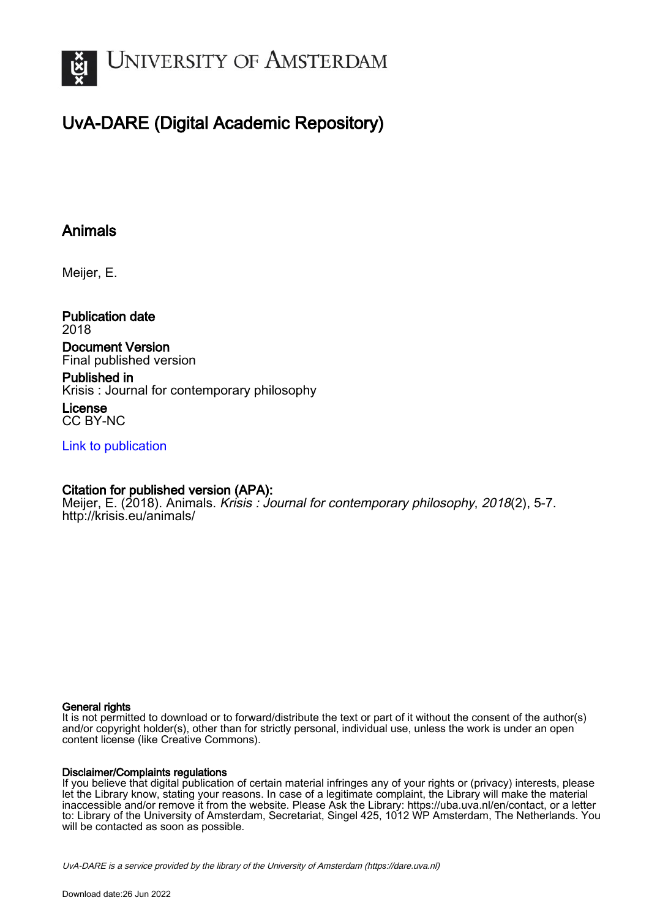# UNIVERSITY OF AMSTERDAM

## UvA-DARE (Digital Academic Repository)

### Animals

Meijer, E.

**Publication date**
2018

**Document Version**
Final published version

**Published in**
Krisis : Journal for contemporary philosophy

**License**
CC BY-NC

Link to publication

**Citation for published version (APA):**
Meijer, E. (2018). Animals. *Krisis : Journal for contemporary philosophy*, *2018*(2), 5-7. http://krisis.eu/animals/

**General rights**
It is not permitted to download or to forward/distribute the text or part of it without the consent of the author(s) and/or copyright holder(s), other than for strictly personal, individual use, unless the work is under an open content license (like Creative Commons).

**Disclaimer/Complaints regulations**
If you believe that digital publication of certain material infringes any of your rights or (privacy) interests, please let the Library know, stating your reasons. In case of a legitimate complaint, the Library will make the material inaccessible and/or remove it from the website. Please Ask the Library: https://uba.uva.nl/en/contact, or a letter to: Library of the University of Amsterdam, Secretariat, Singel 425, 1012 WP Amsterdam, The Netherlands. You will be contacted as soon as possible.

*UvA-DARE is a service provided by the library of the University of Amsterdam (https://dare.uva.nl)*

Download date:26 Jun 2022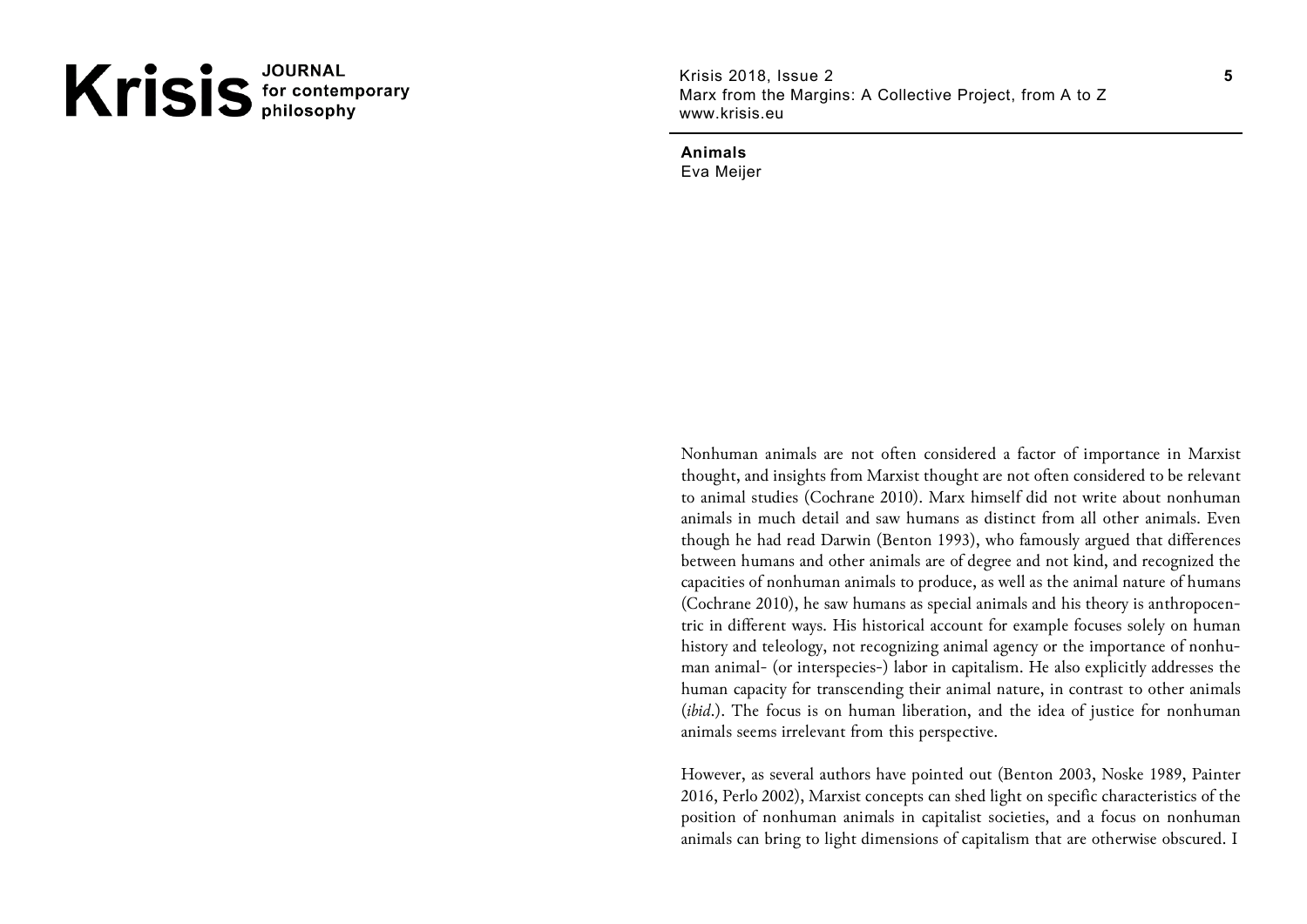## Animals

Eva Meijer

Nonhuman animals are not often considered a factor of importance in Marxist thought, and insights from Marxist thought are not often considered to be relevant to animal studies (Cochrane 2010). Marx himself did not write about nonhuman animals in much detail and saw humans as distinct from all other animals. Even though he had read Darwin (Benton 1993), who famously argued that differences between humans and other animals are of degree and not kind, and recognized the capacities of nonhuman animals to produce, as well as the animal nature of humans (Cochrane 2010), he saw humans as special animals and his theory is anthropocentric in different ways. His historical account for example focuses solely on human history and teleology, not recognizing animal agency or the importance of nonhuman animal- (or interspecies-) labor in capitalism. He also explicitly addresses the human capacity for transcending their animal nature, in contrast to other animals (*ibid*.). The focus is on human liberation, and the idea of justice for nonhuman animals seems irrelevant from this perspective.

However, as several authors have pointed out (Benton 2003, Noske 1989, Painter 2016, Perlo 2002), Marxist concepts can shed light on specific characteristics of the position of nonhuman animals in capitalist societies, and a focus on nonhuman animals can bring to light dimensions of capitalism that are otherwise obscured. I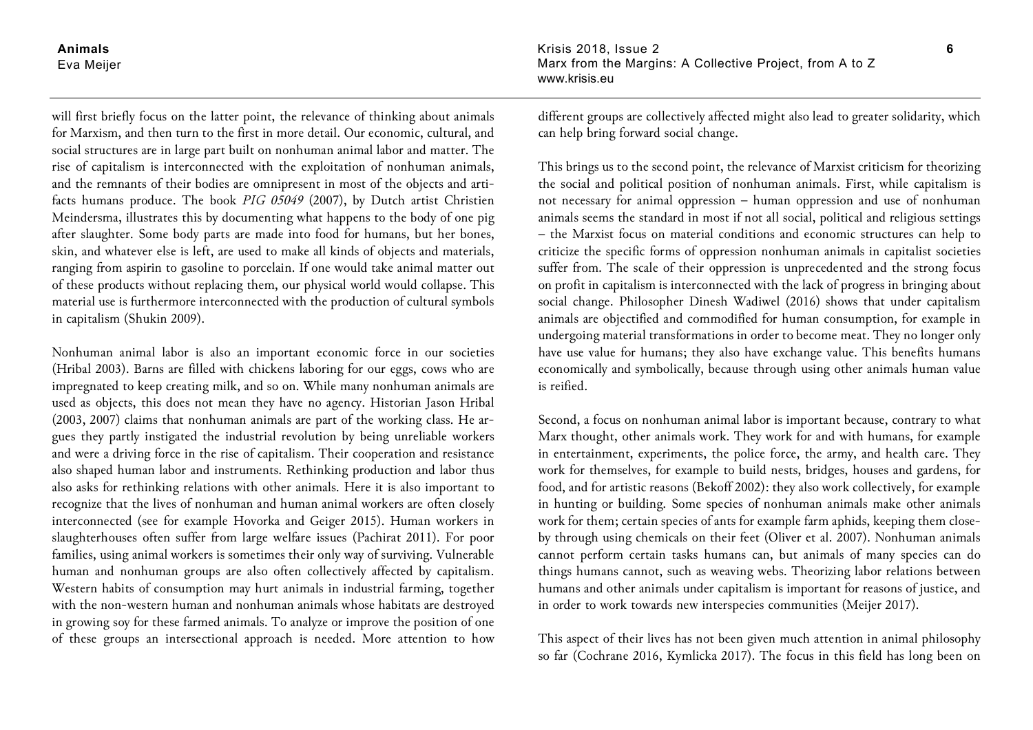will first briefly focus on the latter point, the relevance of thinking about animals for Marxism, and then turn to the first in more detail. Our economic, cultural, and social structures are in large part built on nonhuman animal labor and matter. The rise of capitalism is interconnected with the exploitation of nonhuman animals, and the remnants of their bodies are omnipresent in most of the objects and artifacts humans produce. The book *PIG 05049* (2007), by Dutch artist Christien Meindersma, illustrates this by documenting what happens to the body of one pig after slaughter. Some body parts are made into food for humans, but her bones, skin, and whatever else is left, are used to make all kinds of objects and materials, ranging from aspirin to gasoline to porcelain. If one would take animal matter out of these products without replacing them, our physical world would collapse. This material use is furthermore interconnected with the production of cultural symbols in capitalism (Shukin 2009).

Nonhuman animal labor is also an important economic force in our societies (Hribal 2003). Barns are filled with chickens laboring for our eggs, cows who are impregnated to keep creating milk, and so on. While many nonhuman animals are used as objects, this does not mean they have no agency. Historian Jason Hribal (2003, 2007) claims that nonhuman animals are part of the working class. He argues they partly instigated the industrial revolution by being unreliable workers and were a driving force in the rise of capitalism. Their cooperation and resistance also shaped human labor and instruments. Rethinking production and labor thus also asks for rethinking relations with other animals. Here it is also important to recognize that the lives of nonhuman and human animal workers are often closely interconnected (see for example Hovorka and Geiger 2015). Human workers in slaughterhouses often suffer from large welfare issues (Pachirat 2011). For poor families, using animal workers is sometimes their only way of surviving. Vulnerable human and nonhuman groups are also often collectively affected by capitalism. Western habits of consumption may hurt animals in industrial farming, together with the non-western human and nonhuman animals whose habitats are destroyed in growing soy for these farmed animals. To analyze or improve the position of one of these groups an intersectional approach is needed. More attention to how different groups are collectively affected might also lead to greater solidarity, which can help bring forward social change.

This brings us to the second point, the relevance of Marxist criticism for theorizing the social and political position of nonhuman animals. First, while capitalism is not necessary for animal oppression – human oppression and use of nonhuman animals seems the standard in most if not all social, political and religious settings – the Marxist focus on material conditions and economic structures can help to criticize the specific forms of oppression nonhuman animals in capitalist societies suffer from. The scale of their oppression is unprecedented and the strong focus on profit in capitalism is interconnected with the lack of progress in bringing about social change. Philosopher Dinesh Wadiwel (2016) shows that under capitalism animals are objectified and commodified for human consumption, for example in undergoing material transformations in order to become meat. They no longer only have use value for humans; they also have exchange value. This benefits humans economically and symbolically, because through using other animals human value is reified.

Second, a focus on nonhuman animal labor is important because, contrary to what Marx thought, other animals work. They work for and with humans, for example in entertainment, experiments, the police force, the army, and health care. They work for themselves, for example to build nests, bridges, houses and gardens, for food, and for artistic reasons (Bekoff 2002): they also work collectively, for example in hunting or building. Some species of nonhuman animals make other animals work for them; certain species of ants for example farm aphids, keeping them close-by through using chemicals on their feet (Oliver et al. 2007). Nonhuman animals cannot perform certain tasks humans can, but animals of many species can do things humans cannot, such as weaving webs. Theorizing labor relations between humans and other animals under capitalism is important for reasons of justice, and in order to work towards new interspecies communities (Meijer 2017).

This aspect of their lives has not been given much attention in animal philosophy so far (Cochrane 2016, Kymlicka 2017). The focus in this field has long been on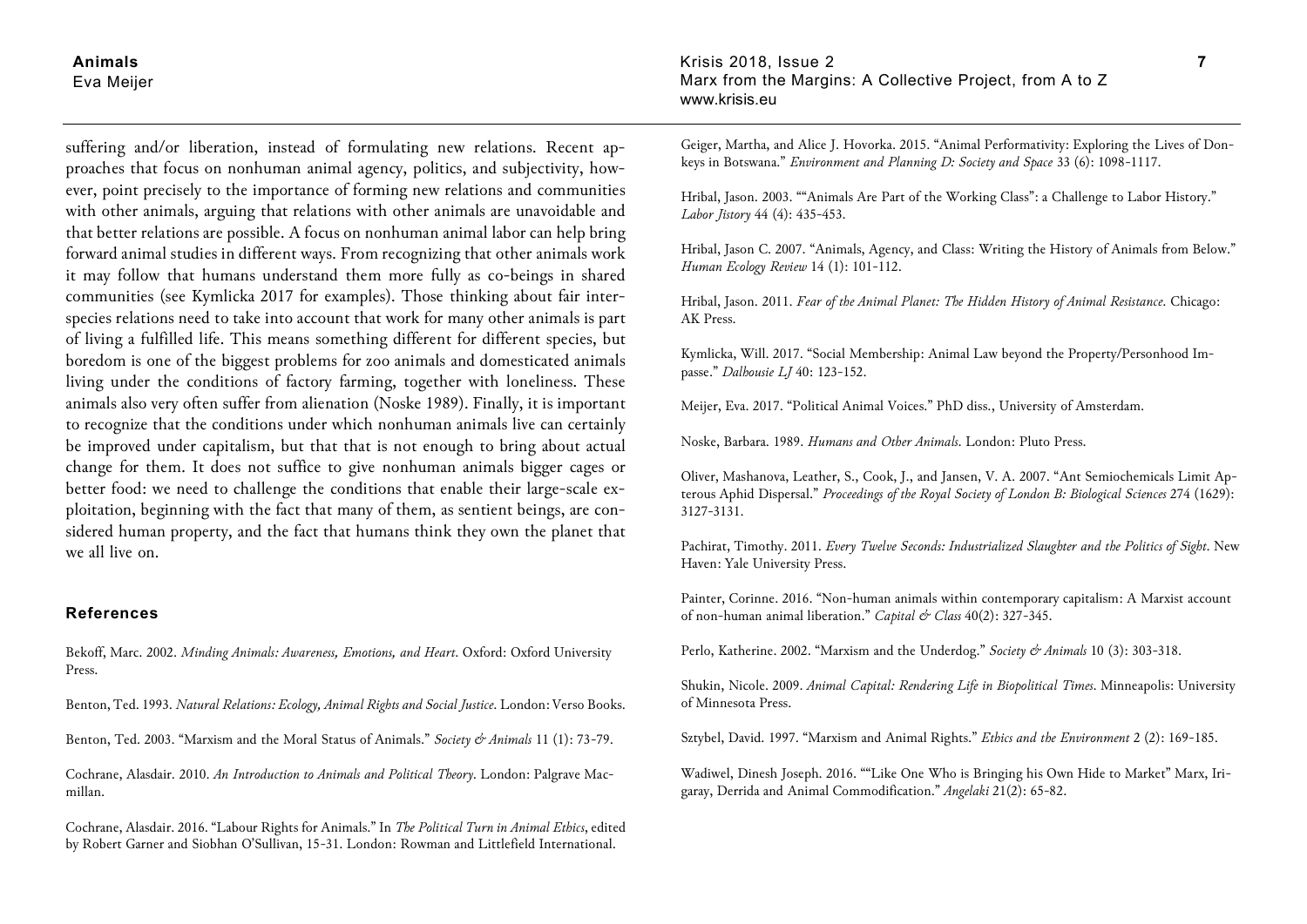suffering and/or liberation, instead of formulating new relations. Recent approaches that focus on nonhuman animal agency, politics, and subjectivity, however, point precisely to the importance of forming new relations and communities with other animals, arguing that relations with other animals are unavoidable and that better relations are possible. A focus on nonhuman animal labor can help bring forward animal studies in different ways. From recognizing that other animals work it may follow that humans understand them more fully as co-beings in shared communities (see Kymlicka 2017 for examples). Those thinking about fair interspecies relations need to take into account that work for many other animals is part of living a fulfilled life. This means something different for different species, but boredom is one of the biggest problems for zoo animals and domesticated animals living under the conditions of factory farming, together with loneliness. These animals also very often suffer from alienation (Noske 1989). Finally, it is important to recognize that the conditions under which nonhuman animals live can certainly be improved under capitalism, but that that is not enough to bring about actual change for them. It does not suffice to give nonhuman animals bigger cages or better food: we need to challenge the conditions that enable their large-scale exploitation, beginning with the fact that many of them, as sentient beings, are considered human property, and the fact that humans think they own the planet that we all live on.

## References

Bekoff, Marc. 2002. *Minding Animals: Awareness, Emotions, and Heart*. Oxford: Oxford University Press.

Benton, Ted. 1993. *Natural Relations: Ecology, Animal Rights and Social Justice*. London: Verso Books.

Benton, Ted. 2003. "Marxism and the Moral Status of Animals." *Society & Animals* 11 (1): 73-79.

Cochrane, Alasdair. 2010. *An Introduction to Animals and Political Theory*. London: Palgrave Macmillan.

Cochrane, Alasdair. 2016. "Labour Rights for Animals." In *The Political Turn in Animal Ethics*, edited by Robert Garner and Siobhan O'Sullivan, 15-31. London: Rowman and Littlefield International.

Geiger, Martha, and Alice J. Hovorka. 2015. "Animal Performativity: Exploring the Lives of Donkeys in Botswana." *Environment and Planning D: Society and Space* 33 (6): 1098-1117.

Hribal, Jason. 2003. ""Animals Are Part of the Working Class": a Challenge to Labor History." *Labor Jistory* 44 (4): 435-453.

Hribal, Jason C. 2007. "Animals, Agency, and Class: Writing the History of Animals from Below." *Human Ecology Review* 14 (1): 101-112.

Hribal, Jason. 2011. *Fear of the Animal Planet: The Hidden History of Animal Resistance*. Chicago: AK Press.

Kymlicka, Will. 2017. "Social Membership: Animal Law beyond the Property/Personhood Impasse." *Dalhousie LJ* 40: 123-152.

Meijer, Eva. 2017. "Political Animal Voices." PhD diss., University of Amsterdam.

Noske, Barbara. 1989. *Humans and Other Animals*. London: Pluto Press.

Oliver, Mashanova, Leather, S., Cook, J., and Jansen, V. A. 2007. "Ant Semiochemicals Limit Apterous Aphid Dispersal." *Proceedings of the Royal Society of London B: Biological Sciences* 274 (1629): 3127-3131.

Pachirat, Timothy. 2011. *Every Twelve Seconds: Industrialized Slaughter and the Politics of Sight*. New Haven: Yale University Press.

Painter, Corinne. 2016. "Non-human animals within contemporary capitalism: A Marxist account of non-human animal liberation." *Capital & Class* 40(2): 327-345.

Perlo, Katherine. 2002. "Marxism and the Underdog." *Society & Animals* 10 (3): 303-318.

Shukin, Nicole. 2009. *Animal Capital: Rendering Life in Biopolitical Times*. Minneapolis: University of Minnesota Press.

Sztybel, David. 1997. "Marxism and Animal Rights." *Ethics and the Environment* 2 (2): 169-185.

Wadiwel, Dinesh Joseph. 2016. ""Like One Who is Bringing his Own Hide to Market" Marx, Irigaray, Derrida and Animal Commodification." *Angelaki* 21(2): 65-82.